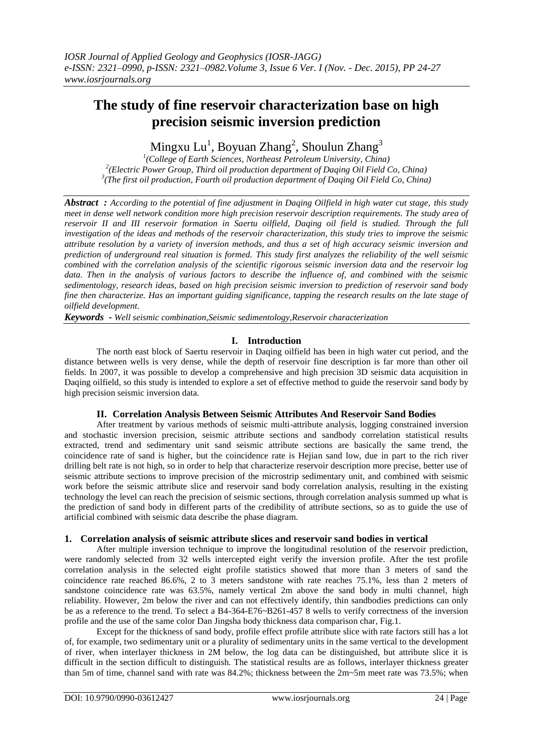# The study of fine reservoir characterization base on high precision seismic inversion prediction

Mingxu Lu[1], Boyuan Zhang[2], Shoulun Zhang[3]

[1](College of Earth Sciences, Northeast Petroleum University, China)
[2](Electric Power Group, Third oil production department of Daqing Oil Field Co, China)
[3](The first oil production, Fourth oil production department of Daqing Oil Field Co, China)

***Abstract :*** *According to the potential of fine adjustment in Daqing Oilfield in high water cut stage, this study meet in dense well network condition more high precision reservoir description requirements. The study area of reservoir II and III reservoir formation in Saertu oilfield, Daqing oil field is studied. Through the full investigation of the ideas and methods of the reservoir characterization, this study tries to improve the seismic attribute resolution by a variety of inversion methods, and thus a set of high accuracy seismic inversion and prediction of underground real situation is formed. This study first analyzes the reliability of the well seismic combined with the correlation analysis of the scientific rigorous seismic inversion data and the reservoir log data. Then in the analysis of various factors to describe the influence of, and combined with the seismic sedimentology, research ideas, based on high precision seismic inversion to prediction of reservoir sand body fine then characterize. Has an important guiding significance, tapping the research results on the late stage of oilfield development.*

***Keywords -*** *Well seismic combination,Seismic sedimentology,Reservoir characterization*

## I. Introduction

The north east block of Saertu reservoir in Daqing oilfield has been in high water cut period, and the distance between wells is very dense, while the depth of reservoir fine description is far more than other oil fields. In 2007, it was possible to develop a comprehensive and high precision 3D seismic data acquisition in Daqing oilfield, so this study is intended to explore a set of effective method to guide the reservoir sand body by high precision seismic inversion data.

## II. Correlation Analysis Between Seismic Attributes And Reservoir Sand Bodies

After treatment by various methods of seismic multi-attribute analysis, logging constrained inversion and stochastic inversion precision, seismic attribute sections and sandbody correlation statistical results extracted, trend and sedimentary unit sand seismic attribute sections are basically the same trend, the coincidence rate of sand is higher, but the coincidence rate is Hejian sand low, due in part to the rich river drilling belt rate is not high, so in order to help that characterize reservoir description more precise, better use of seismic attribute sections to improve precision of the microstrip sedimentary unit, and combined with seismic work before the seismic attribute slice and reservoir sand body correlation analysis, resulting in the existing technology the level can reach the precision of seismic sections, through correlation analysis summed up what is the prediction of sand body in different parts of the credibility of attribute sections, so as to guide the use of artificial combined with seismic data describe the phase diagram.

### 1. Correlation analysis of seismic attribute slices and reservoir sand bodies in vertical

After multiple inversion technique to improve the longitudinal resolution of the reservoir prediction, were randomly selected from 32 wells intercepted eight verify the inversion profile. After the test profile correlation analysis in the selected eight profile statistics showed that more than 3 meters of sand the coincidence rate reached 86.6%, 2 to 3 meters sandstone with rate reaches 75.1%, less than 2 meters of sandstone coincidence rate was 63.5%, namely vertical 2m above the sand body in multi channel, high reliability. However, 2m below the river and can not effectively identify, thin sandbodies predictions can only be as a reference to the trend. To select a B4-364-E76~B261-457 8 wells to verify correctness of the inversion profile and the use of the same color Dan Jingsha body thickness data comparison char, Fig.1.

Except for the thickness of sand body, profile effect profile attribute slice with rate factors still has a lot of, for example, two sedimentary unit or a plurality of sedimentary units in the same vertical to the development of river, when interlayer thickness in 2M below, the log data can be distinguished, but attribute slice it is difficult in the section difficult to distinguish. The statistical results are as follows, interlayer thickness greater than 5m of time, channel sand with rate was 84.2%; thickness between the 2m~5m meet rate was 73.5%; when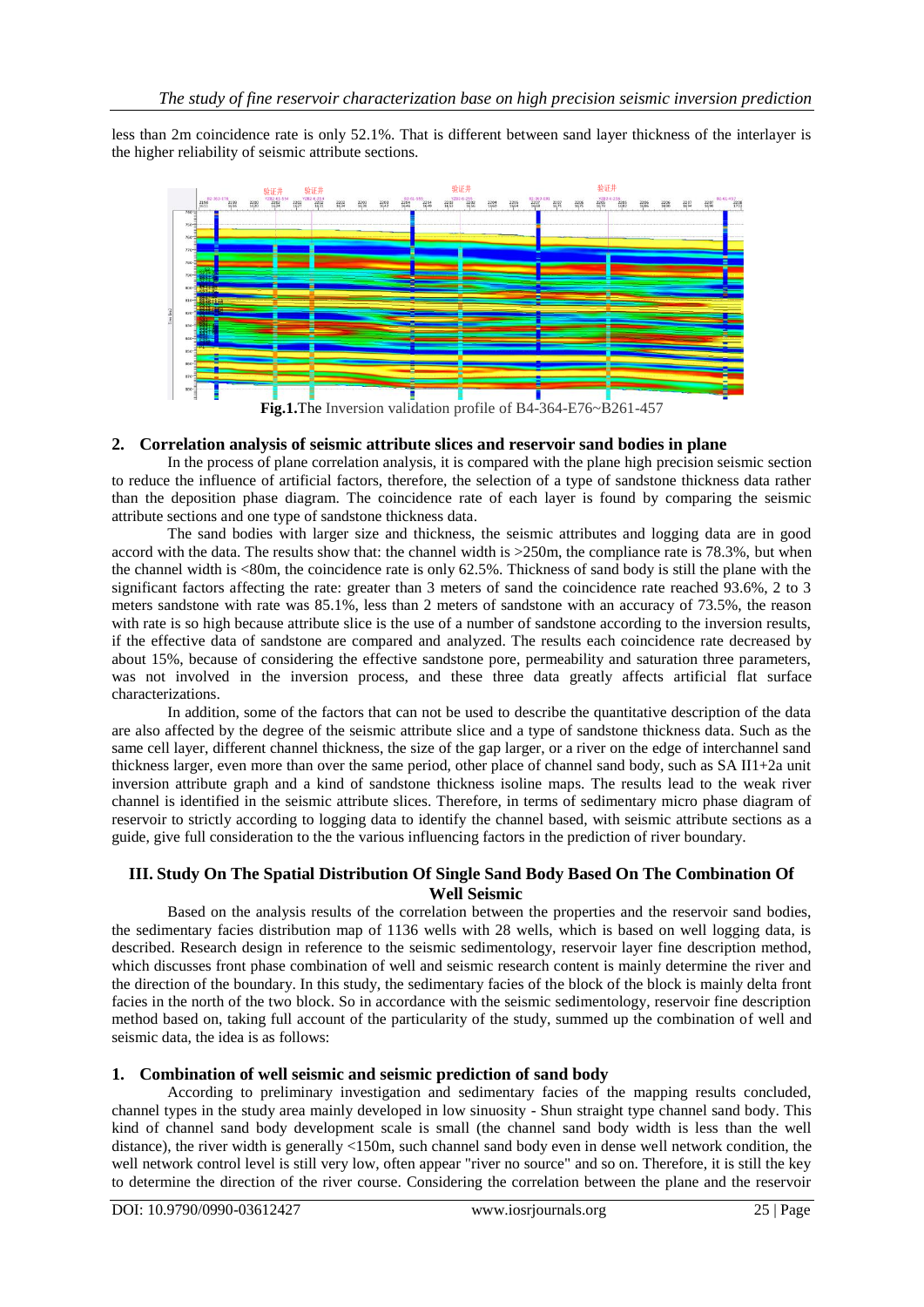less than 2m coincidence rate is only 52.1%. That is different between sand layer thickness of the interlayer is the higher reliability of seismic attribute sections.

**Fig.1.**The Inversion validation profile of B4-364-E76~B261-457

## 2. Correlation analysis of seismic attribute slices and reservoir sand bodies in plane

In the process of plane correlation analysis, it is compared with the plane high precision seismic section to reduce the influence of artificial factors, therefore, the selection of a type of sandstone thickness data rather than the deposition phase diagram. The coincidence rate of each layer is found by comparing the seismic attribute sections and one type of sandstone thickness data.

The sand bodies with larger size and thickness, the seismic attributes and logging data are in good accord with the data. The results show that: the channel width is >250m, the compliance rate is 78.3%, but when the channel width is <80m, the coincidence rate is only 62.5%. Thickness of sand body is still the plane with the significant factors affecting the rate: greater than 3 meters of sand the coincidence rate reached 93.6%, 2 to 3 meters sandstone with rate was 85.1%, less than 2 meters of sandstone with an accuracy of 73.5%, the reason with rate is so high because attribute slice is the use of a number of sandstone according to the inversion results, if the effective data of sandstone are compared and analyzed. The results each coincidence rate decreased by about 15%, because of considering the effective sandstone pore, permeability and saturation three parameters, was not involved in the inversion process, and these three data greatly affects artificial flat surface characterizations.

In addition, some of the factors that can not be used to describe the quantitative description of the data are also affected by the degree of the seismic attribute slice and a type of sandstone thickness data. Such as the same cell layer, different channel thickness, the size of the gap larger, or a river on the edge of interchannel sand thickness larger, even more than over the same period, other place of channel sand body, such as SA II1+2a unit inversion attribute graph and a kind of sandstone thickness isoline maps. The results lead to the weak river channel is identified in the seismic attribute slices. Therefore, in terms of sedimentary micro phase diagram of reservoir to strictly according to logging data to identify the channel based, with seismic attribute sections as a guide, give full consideration to the the various influencing factors in the prediction of river boundary.

# III. Study On The Spatial Distribution Of Single Sand Body Based On The Combination Of Well Seismic

Based on the analysis results of the correlation between the properties and the reservoir sand bodies, the sedimentary facies distribution map of 1136 wells with 28 wells, which is based on well logging data, is described. Research design in reference to the seismic sedimentology, reservoir layer fine description method, which discusses front phase combination of well and seismic research content is mainly determine the river and the direction of the boundary. In this study, the sedimentary facies of the block of the block is mainly delta front facies in the north of the two block. So in accordance with the seismic sedimentology, reservoir fine description method based on, taking full account of the particularity of the study, summed up the combination of well and seismic data, the idea is as follows:

## 1. Combination of well seismic and seismic prediction of sand body

According to preliminary investigation and sedimentary facies of the mapping results concluded, channel types in the study area mainly developed in low sinuosity - Shun straight type channel sand body. This kind of channel sand body development scale is small (the channel sand body width is less than the well distance), the river width is generally <150m, such channel sand body even in dense well network condition, the well network control level is still very low, often appear "river no source" and so on. Therefore, it is still the key to determine the direction of the river course. Considering the correlation between the plane and the reservoir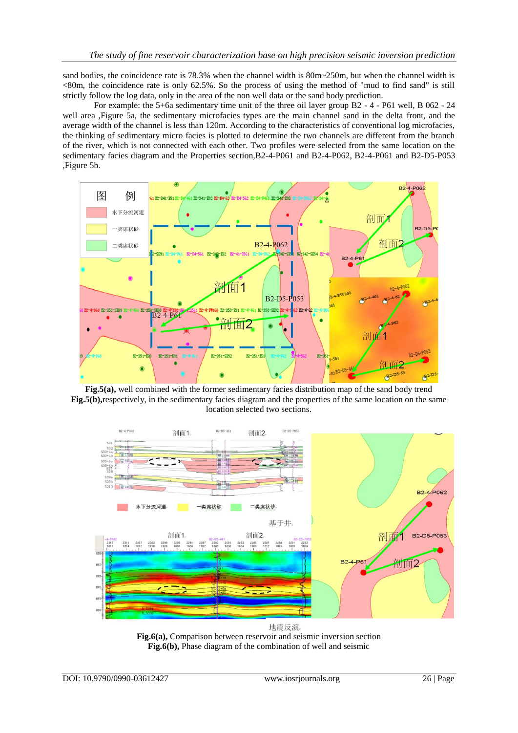sand bodies, the coincidence rate is 78.3% when the channel width is 80m~250m, but when the channel width is <80m, the coincidence rate is only 62.5%. So the process of using the method of "mud to find sand" is still strictly follow the log data, only in the area of the non well data or the sand body prediction.

For example: the 5+6a sedimentary time unit of the three oil layer group B2 - 4 - P61 well, B 062 - 24 well area ,Figure 5a, the sedimentary microfacies types are the main channel sand in the delta front, and the average width of the channel is less than 120m. According to the characteristics of conventional log microfacies, the thinking of sedimentary micro facies is plotted to determine the two channels are different from the branch of the river, which is not connected with each other. Two profiles were selected from the same location on the sedimentary facies diagram and the Properties section,B2-4-P061 and B2-4-P062, B2-4-P061 and B2-D5-P053 ,Figure 5b.

**Fig.5(a),** well combined with the former sedimentary facies distribution map of the sand body trend **Fig.5(b),**respectively, in the sedimentary facies diagram and the properties of the same location on the same location selected two sections.

**Fig.6(a),** Comparison between reservoir and seismic inversion section
**Fig.6(b),** Phase diagram of the combination of well and seismic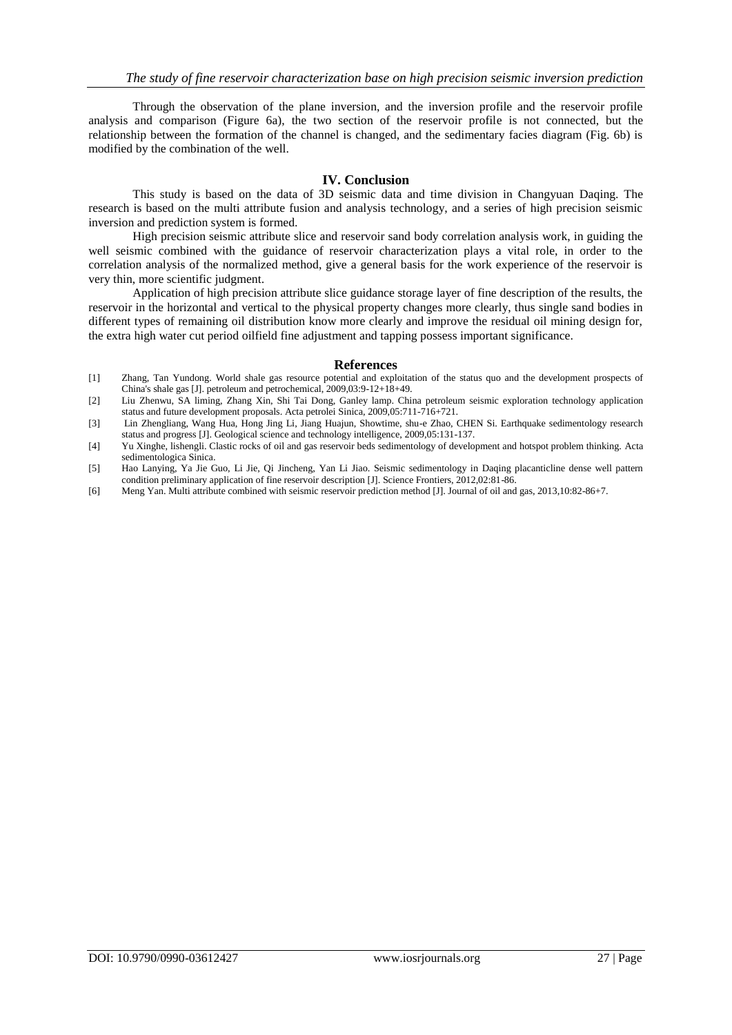Through the observation of the plane inversion, and the inversion profile and the reservoir profile analysis and comparison (Figure 6a), the two section of the reservoir profile is not connected, but the relationship between the formation of the channel is changed, and the sedimentary facies diagram (Fig. 6b) is modified by the combination of the well.

## IV. Conclusion

This study is based on the data of 3D seismic data and time division in Changyuan Daqing. The research is based on the multi attribute fusion and analysis technology, and a series of high precision seismic inversion and prediction system is formed.

High precision seismic attribute slice and reservoir sand body correlation analysis work, in guiding the well seismic combined with the guidance of reservoir characterization plays a vital role, in order to the correlation analysis of the normalized method, give a general basis for the work experience of the reservoir is very thin, more scientific judgment.

Application of high precision attribute slice guidance storage layer of fine description of the results, the reservoir in the horizontal and vertical to the physical property changes more clearly, thus single sand bodies in different types of remaining oil distribution know more clearly and improve the residual oil mining design for, the extra high water cut period oilfield fine adjustment and tapping possess important significance.

## References

[1] Zhang, Tan Yundong. World shale gas resource potential and exploitation of the status quo and the development prospects of China's shale gas [J]. petroleum and petrochemical, 2009,03:9-12+18+49.

[2] Liu Zhenwu, SA liming, Zhang Xin, Shi Tai Dong, Ganley lamp. China petroleum seismic exploration technology application status and future development proposals. Acta petrolei Sinica, 2009,05:711-716+721.

[3] Lin Zhengliang, Wang Hua, Hong Jing Li, Jiang Huajun, Showtime, shu-e Zhao, CHEN Si. Earthquake sedimentology research status and progress [J]. Geological science and technology intelligence, 2009,05:131-137.

[4] Yu Xinghe, lishengli. Clastic rocks of oil and gas reservoir beds sedimentology of development and hotspot problem thinking. Acta sedimentologica Sinica.

[5] Hao Lanying, Ya Jie Guo, Li Jie, Qi Jincheng, Yan Li Jiao. Seismic sedimentology in Daqing placanticline dense well pattern condition preliminary application of fine reservoir description [J]. Science Frontiers, 2012,02:81-86.

[6] Meng Yan. Multi attribute combined with seismic reservoir prediction method [J]. Journal of oil and gas, 2013,10:82-86+7.